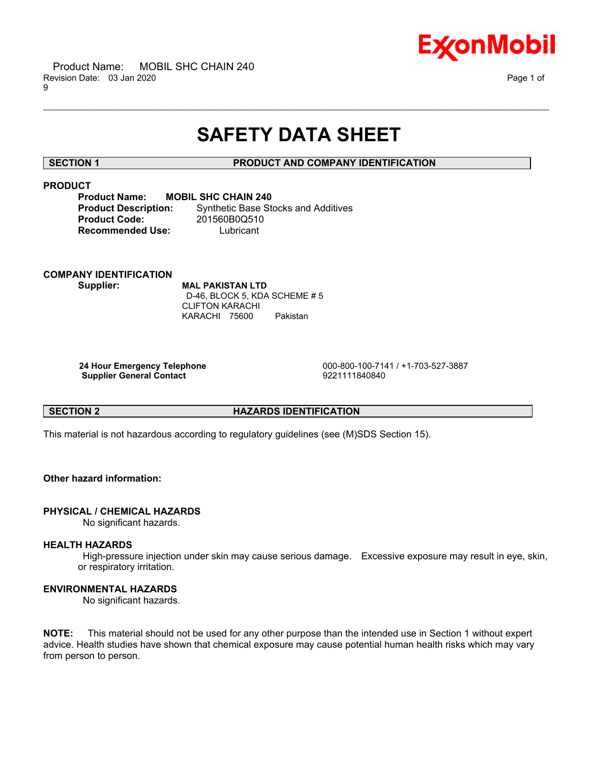# SAFETY DATA SHEET

## SECTION 1 PRODUCT AND COMPANY IDENTIFICATION

**PRODUCT**

**Product Name:** **MOBIL SHC CHAIN 240**
**Product Description:** Synthetic Base Stocks and Additives
**Product Code:** 201560B0Q510
**Recommended Use:** Lubricant

**COMPANY IDENTIFICATION**

**Supplier:** **MAL PAKISTAN LTD**
D-46, BLOCK 5, KDA SCHEME # 5
CLIFTON KARACHI
KARACHI 75600 Pakistan

| | |
|---|---|
| **24 Hour Emergency Telephone** | 000-800-100-7141 / +1-703-527-3887 |
| **Supplier General Contact** | 9221111840840 |

## SECTION 2 HAZARDS IDENTIFICATION

This material is not hazardous according to regulatory guidelines (see (M)SDS Section 15).

**Other hazard information:**

**PHYSICAL / CHEMICAL HAZARDS**

No significant hazards.

**HEALTH HAZARDS**

High-pressure injection under skin may cause serious damage. Excessive exposure may result in eye, skin, or respiratory irritation.

**ENVIRONMENTAL HAZARDS**

No significant hazards.

**NOTE:** This material should not be used for any other purpose than the intended use in Section 1 without expert advice. Health studies have shown that chemical exposure may cause potential human health risks which may vary from person to person.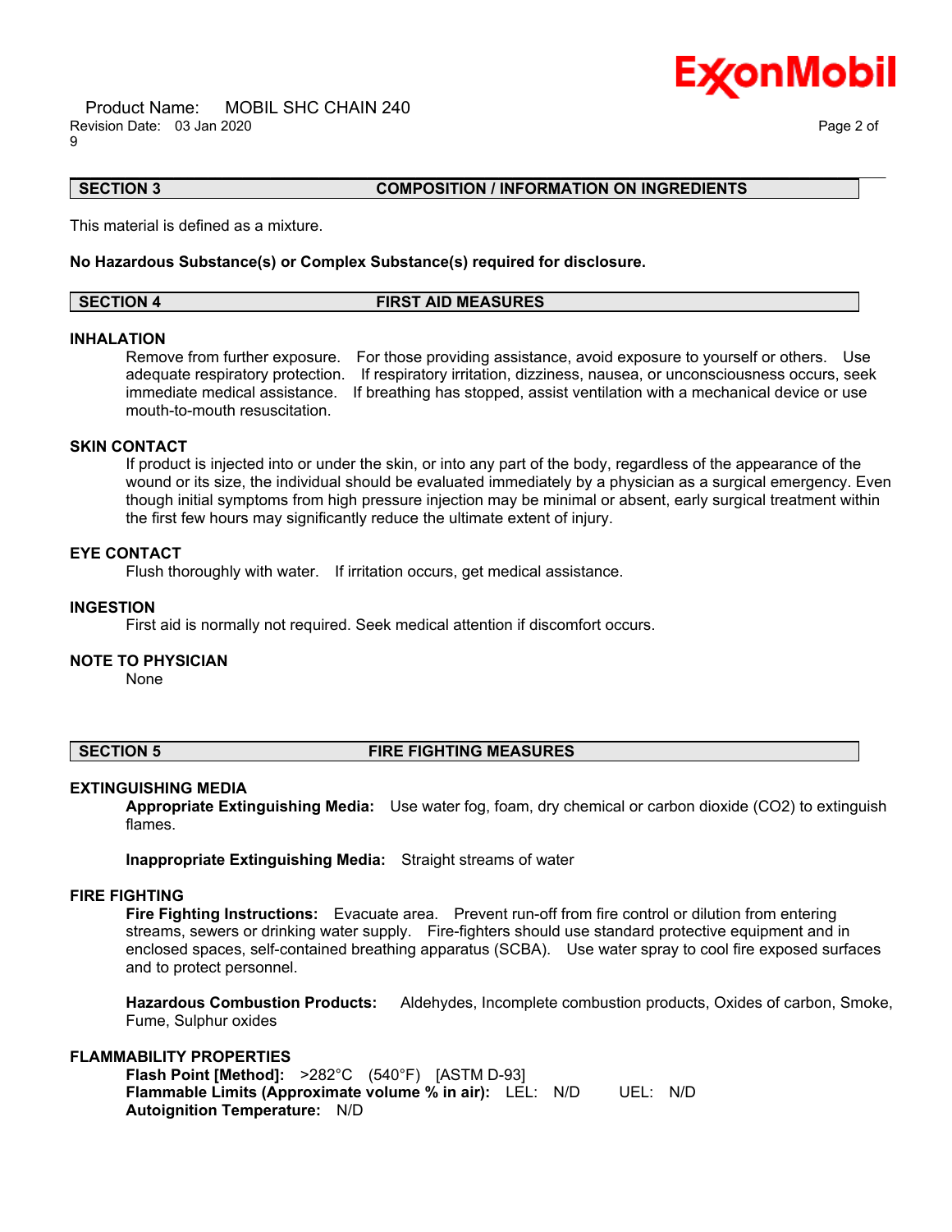## SECTION 3 COMPOSITION / INFORMATION ON INGREDIENTS

This material is defined as a mixture.

**No Hazardous Substance(s) or Complex Substance(s) required for disclosure.**

## SECTION 4 FIRST AID MEASURES

### INHALATION

Remove from further exposure. For those providing assistance, avoid exposure to yourself or others. Use adequate respiratory protection. If respiratory irritation, dizziness, nausea, or unconsciousness occurs, seek immediate medical assistance. If breathing has stopped, assist ventilation with a mechanical device or use mouth-to-mouth resuscitation.

### SKIN CONTACT

If product is injected into or under the skin, or into any part of the body, regardless of the appearance of the wound or its size, the individual should be evaluated immediately by a physician as a surgical emergency. Even though initial symptoms from high pressure injection may be minimal or absent, early surgical treatment within the first few hours may significantly reduce the ultimate extent of injury.

### EYE CONTACT

Flush thoroughly with water. If irritation occurs, get medical assistance.

### INGESTION

First aid is normally not required. Seek medical attention if discomfort occurs.

### NOTE TO PHYSICIAN

None

## SECTION 5 FIRE FIGHTING MEASURES

### EXTINGUISHING MEDIA

**Appropriate Extinguishing Media:** Use water fog, foam, dry chemical or carbon dioxide ($CO_2$) to extinguish flames.

**Inappropriate Extinguishing Media:** Straight streams of water

### FIRE FIGHTING

**Fire Fighting Instructions:** Evacuate area. Prevent run-off from fire control or dilution from entering streams, sewers or drinking water supply. Fire-fighters should use standard protective equipment and in enclosed spaces, self-contained breathing apparatus (SCBA). Use water spray to cool fire exposed surfaces and to protect personnel.

**Hazardous Combustion Products:** Aldehydes, Incomplete combustion products, Oxides of carbon, Smoke, Fume, Sulphur oxides

### FLAMMABILITY PROPERTIES

**Flash Point [Method]:** >282°C (540°F) [ASTM D-93]
**Flammable Limits (Approximate volume % in air):** LEL: N/D UEL: N/D
**Autoignition Temperature:** N/D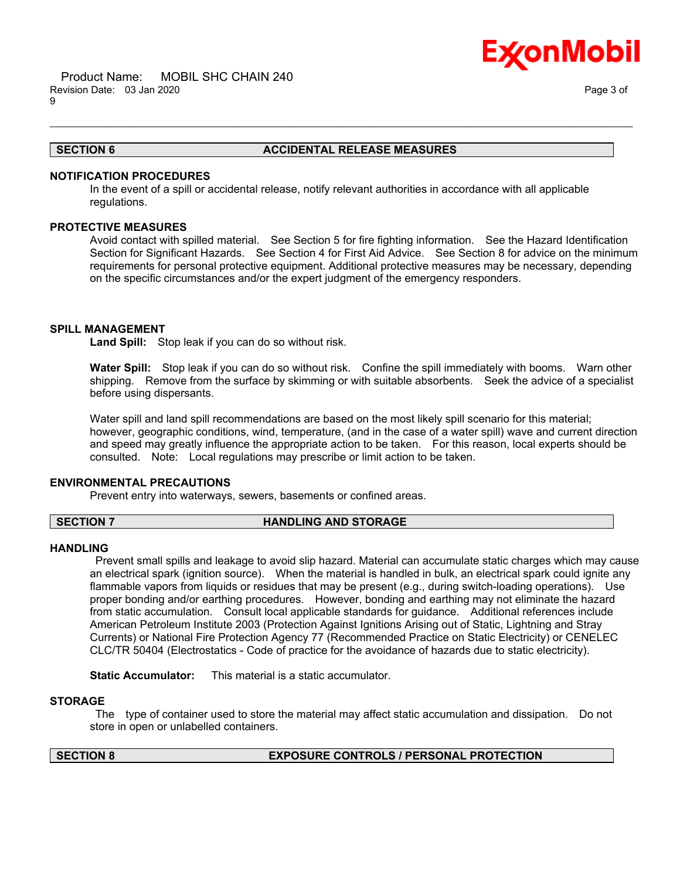## SECTION 6 ACCIDENTAL RELEASE MEASURES

### NOTIFICATION PROCEDURES

In the event of a spill or accidental release, notify relevant authorities in accordance with all applicable regulations.

### PROTECTIVE MEASURES

Avoid contact with spilled material. See Section 5 for fire fighting information. See the Hazard Identification Section for Significant Hazards. See Section 4 for First Aid Advice. See Section 8 for advice on the minimum requirements for personal protective equipment. Additional protective measures may be necessary, depending on the specific circumstances and/or the expert judgment of the emergency responders.

### SPILL MANAGEMENT

**Land Spill:** Stop leak if you can do so without risk.

**Water Spill:** Stop leak if you can do so without risk. Confine the spill immediately with booms. Warn other shipping. Remove from the surface by skimming or with suitable absorbents. Seek the advice of a specialist before using dispersants.

Water spill and land spill recommendations are based on the most likely spill scenario for this material; however, geographic conditions, wind, temperature, (and in the case of a water spill) wave and current direction and speed may greatly influence the appropriate action to be taken. For this reason, local experts should be consulted. Note: Local regulations may prescribe or limit action to be taken.

### ENVIRONMENTAL PRECAUTIONS

Prevent entry into waterways, sewers, basements or confined areas.

## SECTION 7 HANDLING AND STORAGE

### HANDLING

Prevent small spills and leakage to avoid slip hazard. Material can accumulate static charges which may cause an electrical spark (ignition source). When the material is handled in bulk, an electrical spark could ignite any flammable vapors from liquids or residues that may be present (e.g., during switch-loading operations). Use proper bonding and/or earthing procedures. However, bonding and earthing may not eliminate the hazard from static accumulation. Consult local applicable standards for guidance. Additional references include American Petroleum Institute 2003 (Protection Against Ignitions Arising out of Static, Lightning and Stray Currents) or National Fire Protection Agency 77 (Recommended Practice on Static Electricity) or CENELEC CLC/TR 50404 (Electrostatics - Code of practice for the avoidance of hazards due to static electricity).

**Static Accumulator:** This material is a static accumulator.

### STORAGE

The type of container used to store the material may affect static accumulation and dissipation. Do not store in open or unlabelled containers.

## SECTION 8 EXPOSURE CONTROLS / PERSONAL PROTECTION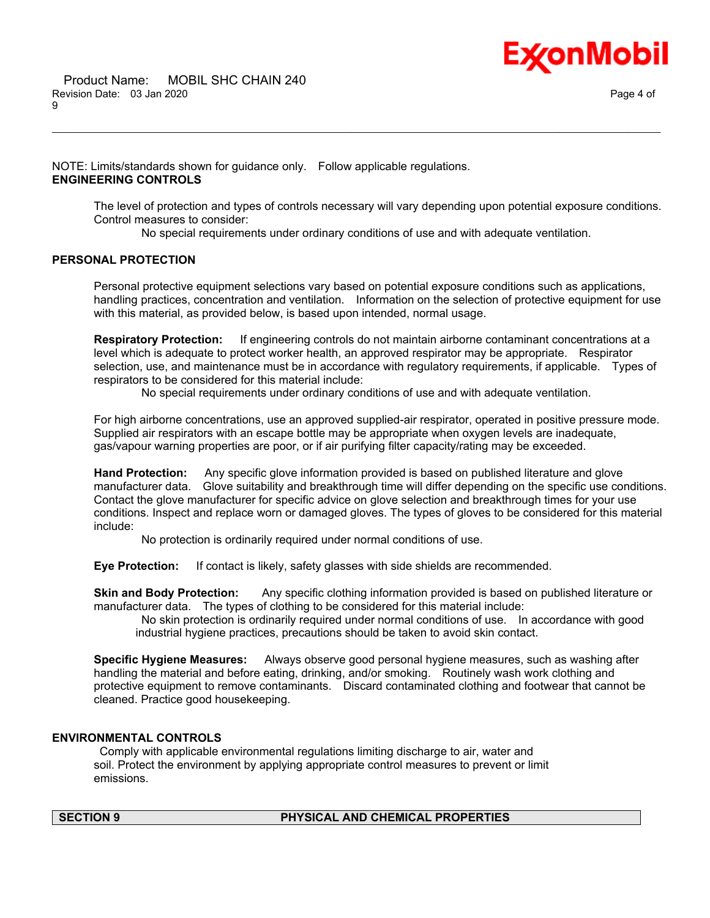NOTE: Limits/standards shown for guidance only. Follow applicable regulations.

**ENGINEERING CONTROLS**

The level of protection and types of controls necessary will vary depending upon potential exposure conditions. Control measures to consider:

No special requirements under ordinary conditions of use and with adequate ventilation.

**PERSONAL PROTECTION**

Personal protective equipment selections vary based on potential exposure conditions such as applications, handling practices, concentration and ventilation. Information on the selection of protective equipment for use with this material, as provided below, is based upon intended, normal usage.

**Respiratory Protection:** If engineering controls do not maintain airborne contaminant concentrations at a level which is adequate to protect worker health, an approved respirator may be appropriate. Respirator selection, use, and maintenance must be in accordance with regulatory requirements, if applicable. Types of respirators to be considered for this material include:

No special requirements under ordinary conditions of use and with adequate ventilation.

For high airborne concentrations, use an approved supplied-air respirator, operated in positive pressure mode. Supplied air respirators with an escape bottle may be appropriate when oxygen levels are inadequate, gas/vapour warning properties are poor, or if air purifying filter capacity/rating may be exceeded.

**Hand Protection:** Any specific glove information provided is based on published literature and glove manufacturer data. Glove suitability and breakthrough time will differ depending on the specific use conditions. Contact the glove manufacturer for specific advice on glove selection and breakthrough times for your use conditions. Inspect and replace worn or damaged gloves. The types of gloves to be considered for this material include:

No protection is ordinarily required under normal conditions of use.

**Eye Protection:** If contact is likely, safety glasses with side shields are recommended.

**Skin and Body Protection:** Any specific clothing information provided is based on published literature or manufacturer data. The types of clothing to be considered for this material include:

No skin protection is ordinarily required under normal conditions of use. In accordance with good industrial hygiene practices, precautions should be taken to avoid skin contact.

**Specific Hygiene Measures:** Always observe good personal hygiene measures, such as washing after handling the material and before eating, drinking, and/or smoking. Routinely wash work clothing and protective equipment to remove contaminants. Discard contaminated clothing and footwear that cannot be cleaned. Practice good housekeeping.

**ENVIRONMENTAL CONTROLS**

Comply with applicable environmental regulations limiting discharge to air, water and soil. Protect the environment by applying appropriate control measures to prevent or limit emissions.

## SECTION 9 PHYSICAL AND CHEMICAL PROPERTIES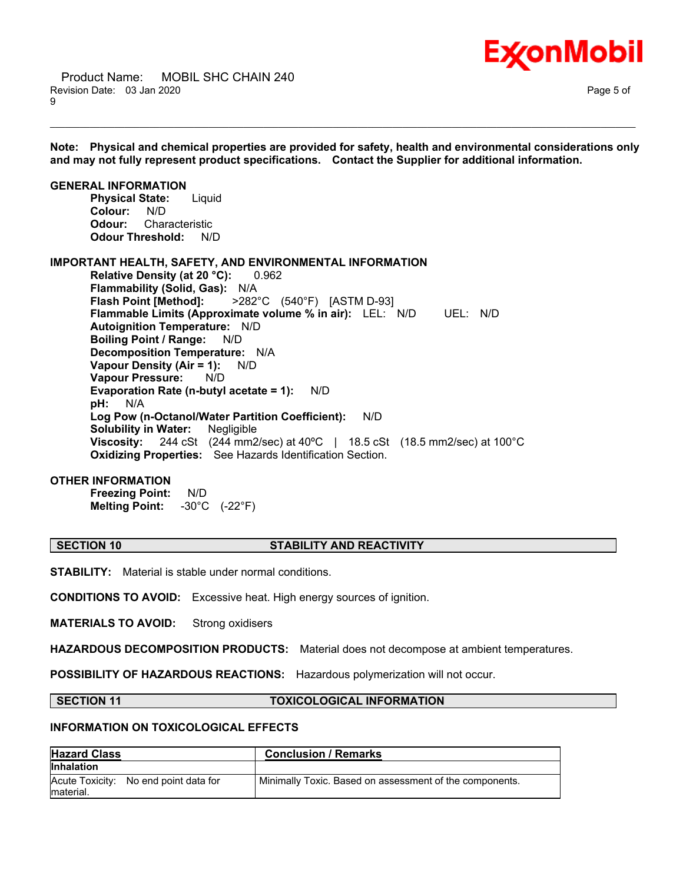**Note: Physical and chemical properties are provided for safety, health and environmental considerations only and may not fully represent product specifications. Contact the Supplier for additional information.**

**GENERAL INFORMATION**

**Physical State:** Liquid
**Colour:** N/D
**Odour:** Characteristic
**Odour Threshold:** N/D

**IMPORTANT HEALTH, SAFETY, AND ENVIRONMENTAL INFORMATION**

**Relative Density (at 20 °C):** 0.962
**Flammability (Solid, Gas):** N/A
**Flash Point [Method]:** >282°C (540°F) [ASTM D-93]
**Flammable Limits (Approximate volume % in air):** LEL: N/D UEL: N/D
**Autoignition Temperature:** N/D
**Boiling Point / Range:** N/D
**Decomposition Temperature:** N/A
**Vapour Density (Air = 1):** N/D
**Vapour Pressure:** N/D
**Evaporation Rate (n-butyl acetate = 1):** N/D
**pH:** N/A
**Log Pow (n-Octanol/Water Partition Coefficient):** N/D
**Solubility in Water:** Negligible
**Viscosity:** 244 cSt (244 mm2/sec) at 40ºC | 18.5 cSt (18.5 mm2/sec) at 100°C
**Oxidizing Properties:** See Hazards Identification Section.

**OTHER INFORMATION**

**Freezing Point:** N/D
**Melting Point:** -30°C (-22°F)

## SECTION 10 STABILITY AND REACTIVITY

**STABILITY:** Material is stable under normal conditions.

**CONDITIONS TO AVOID:** Excessive heat. High energy sources of ignition.

**MATERIALS TO AVOID:** Strong oxidisers

**HAZARDOUS DECOMPOSITION PRODUCTS:** Material does not decompose at ambient temperatures.

**POSSIBILITY OF HAZARDOUS REACTIONS:** Hazardous polymerization will not occur.

## SECTION 11 TOXICOLOGICAL INFORMATION

**INFORMATION ON TOXICOLOGICAL EFFECTS**

| Hazard Class | Conclusion / Remarks |
|---|---|
| **Inhalation** | |
| Acute Toxicity: No end point data for material. | Minimally Toxic. Based on assessment of the components. |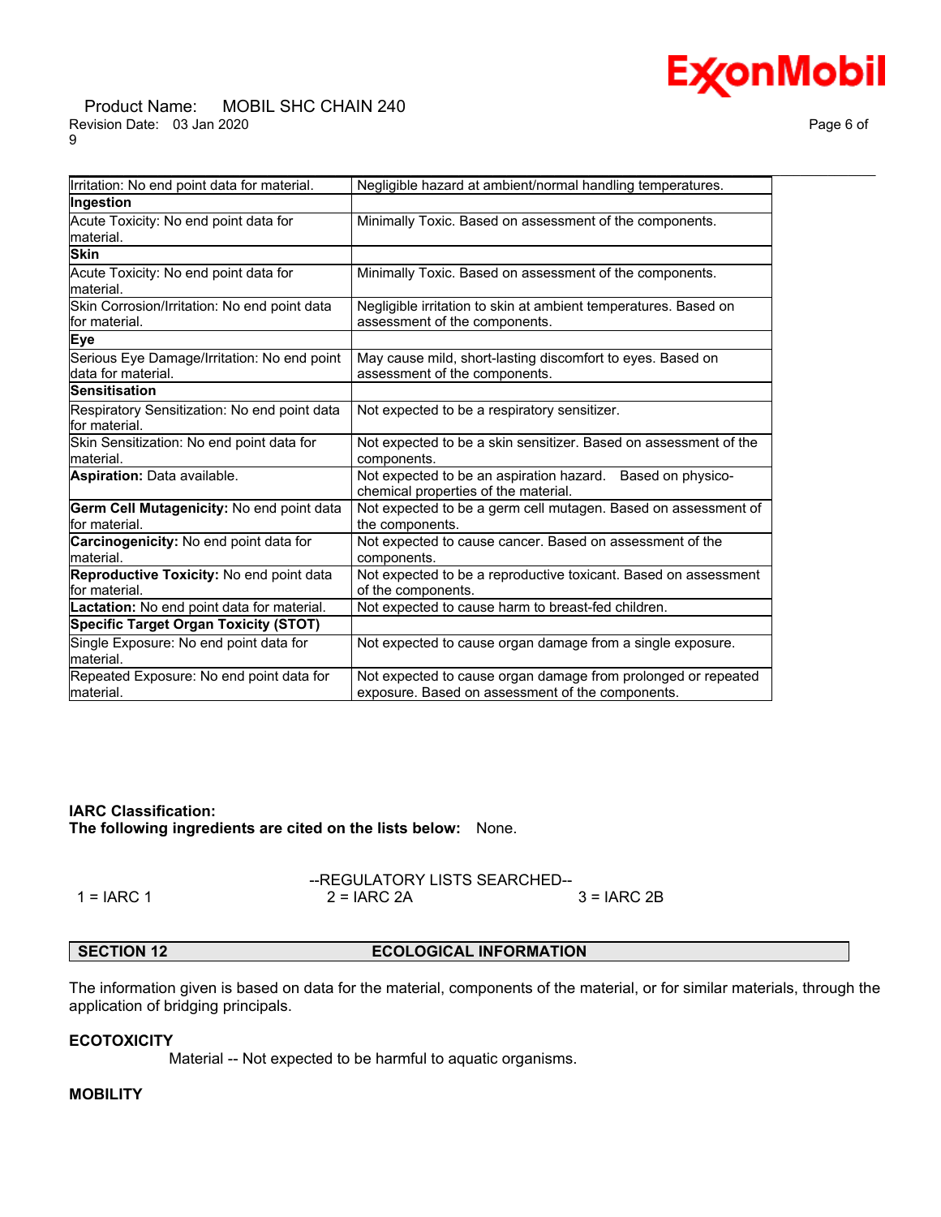| | |
|---|---|
| Irritation: No end point data for material. | Negligible hazard at ambient/normal handling temperatures. |
| **Ingestion** | |
| Acute Toxicity: No end point data for material. | Minimally Toxic. Based on assessment of the components. |
| **Skin** | |
| Acute Toxicity: No end point data for material. | Minimally Toxic. Based on assessment of the components. |
| Skin Corrosion/Irritation: No end point data for material. | Negligible irritation to skin at ambient temperatures. Based on assessment of the components. |
| **Eye** | |
| Serious Eye Damage/Irritation: No end point data for material. | May cause mild, short-lasting discomfort to eyes. Based on assessment of the components. |
| **Sensitisation** | |
| Respiratory Sensitization: No end point data for material. | Not expected to be a respiratory sensitizer. |
| Skin Sensitization: No end point data for material. | Not expected to be a skin sensitizer. Based on assessment of the components. |
| **Aspiration:** Data available. | Not expected to be an aspiration hazard. Based on physico-chemical properties of the material. |
| **Germ Cell Mutagenicity:** No end point data for material. | Not expected to be a germ cell mutagen. Based on assessment of the components. |
| **Carcinogenicity:** No end point data for material. | Not expected to cause cancer. Based on assessment of the components. |
| **Reproductive Toxicity:** No end point data for material. | Not expected to be a reproductive toxicant. Based on assessment of the components. |
| **Lactation:** No end point data for material. | Not expected to cause harm to breast-fed children. |
| **Specific Target Organ Toxicity (STOT)** | |
| Single Exposure: No end point data for material. | Not expected to cause organ damage from a single exposure. |
| Repeated Exposure: No end point data for material. | Not expected to cause organ damage from prolonged or repeated exposure. Based on assessment of the components. |

**IARC Classification:**
**The following ingredients are cited on the lists below:** None.

--REGULATORY LISTS SEARCHED--

1 = IARC 1 2 = IARC 2A 3 = IARC 2B

## SECTION 12 ECOLOGICAL INFORMATION

The information given is based on data for the material, components of the material, or for similar materials, through the application of bridging principals.

### ECOTOXICITY

Material -- Not expected to be harmful to aquatic organisms.

### MOBILITY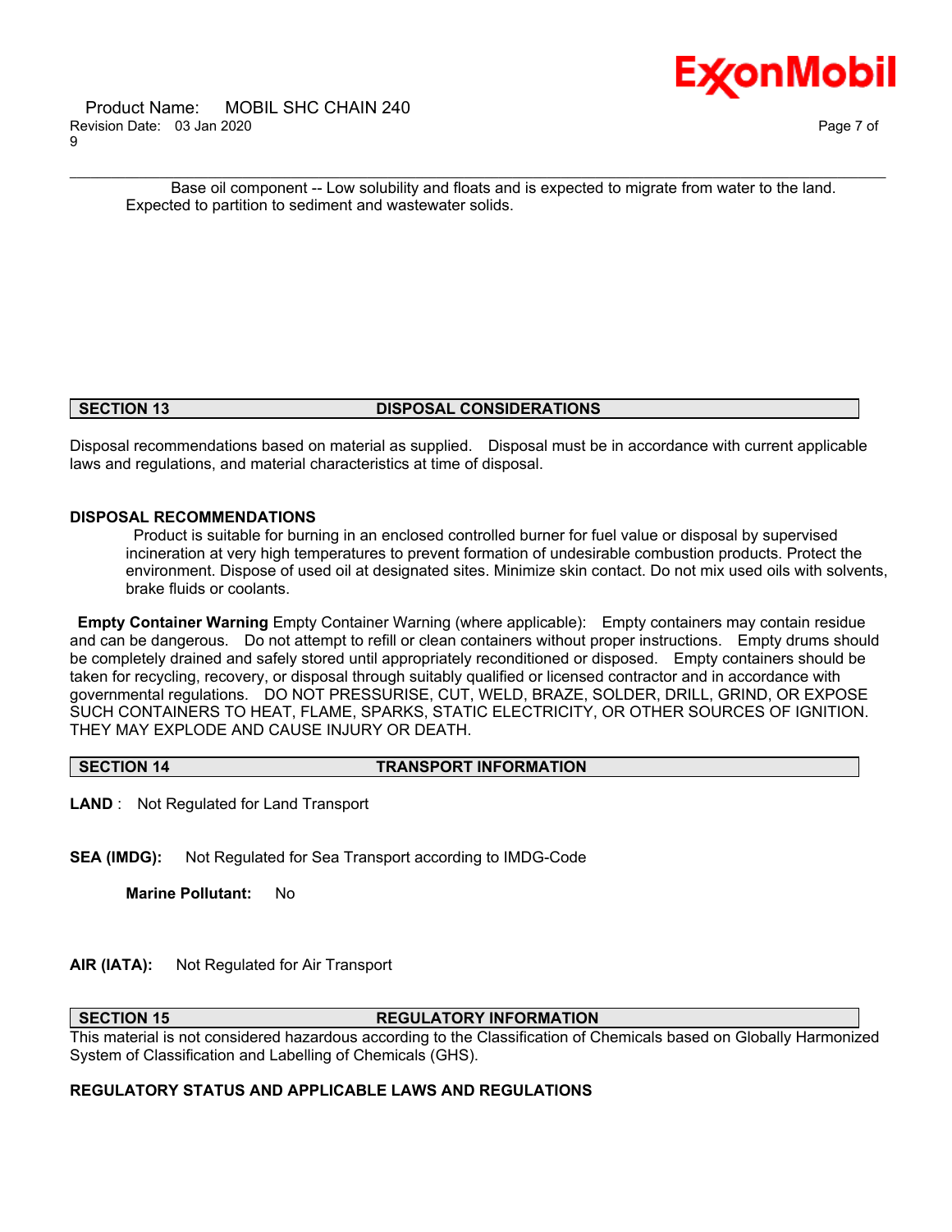Base oil component -- Low solubility and floats and is expected to migrate from water to the land. Expected to partition to sediment and wastewater solids.

## SECTION 13 DISPOSAL CONSIDERATIONS

Disposal recommendations based on material as supplied. Disposal must be in accordance with current applicable laws and regulations, and material characteristics at time of disposal.

### DISPOSAL RECOMMENDATIONS

Product is suitable for burning in an enclosed controlled burner for fuel value or disposal by supervised incineration at very high temperatures to prevent formation of undesirable combustion products. Protect the environment. Dispose of used oil at designated sites. Minimize skin contact. Do not mix used oils with solvents, brake fluids or coolants.

**Empty Container Warning** Empty Container Warning (where applicable): Empty containers may contain residue and can be dangerous. Do not attempt to refill or clean containers without proper instructions. Empty drums should be completely drained and safely stored until appropriately reconditioned or disposed. Empty containers should be taken for recycling, recovery, or disposal through suitably qualified or licensed contractor and in accordance with governmental regulations. DO NOT PRESSURISE, CUT, WELD, BRAZE, SOLDER, DRILL, GRIND, OR EXPOSE SUCH CONTAINERS TO HEAT, FLAME, SPARKS, STATIC ELECTRICITY, OR OTHER SOURCES OF IGNITION. THEY MAY EXPLODE AND CAUSE INJURY OR DEATH.

## SECTION 14 TRANSPORT INFORMATION

**LAND** : Not Regulated for Land Transport

**SEA (IMDG):** Not Regulated for Sea Transport according to IMDG-Code

**Marine Pollutant:** No

**AIR (IATA):** Not Regulated for Air Transport

## SECTION 15 REGULATORY INFORMATION

This material is not considered hazardous according to the Classification of Chemicals based on Globally Harmonized System of Classification and Labelling of Chemicals (GHS).

### REGULATORY STATUS AND APPLICABLE LAWS AND REGULATIONS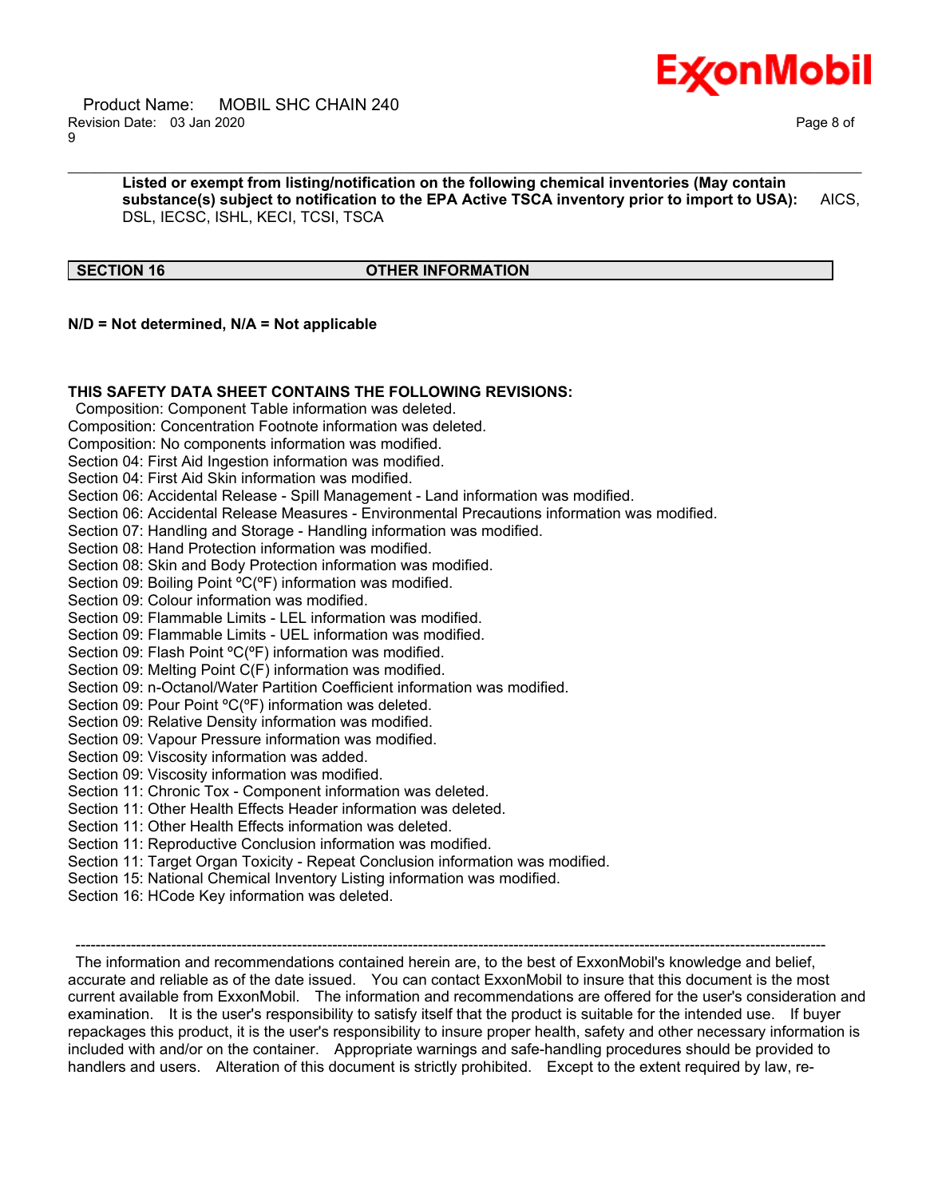**Listed or exempt from listing/notification on the following chemical inventories (May contain substance(s) subject to notification to the EPA Active TSCA inventory prior to import to USA):** AICS, DSL, IECSC, ISHL, KECI, TCSI, TSCA

## SECTION 16 OTHER INFORMATION

**N/D = Not determined, N/A = Not applicable**

**THIS SAFETY DATA SHEET CONTAINS THE FOLLOWING REVISIONS:**

Composition: Component Table information was deleted.
Composition: Concentration Footnote information was deleted.
Composition: No components information was modified.
Section 04: First Aid Ingestion information was modified.
Section 04: First Aid Skin information was modified.
Section 06: Accidental Release - Spill Management - Land information was modified.
Section 06: Accidental Release Measures - Environmental Precautions information was modified.
Section 07: Handling and Storage - Handling information was modified.
Section 08: Hand Protection information was modified.
Section 08: Skin and Body Protection information was modified.
Section 09: Boiling Point ºC(ºF) information was modified.
Section 09: Colour information was modified.
Section 09: Flammable Limits - LEL information was modified.
Section 09: Flammable Limits - UEL information was modified.
Section 09: Flash Point ºC(ºF) information was modified.
Section 09: Melting Point C(F) information was modified.
Section 09: n-Octanol/Water Partition Coefficient information was modified.
Section 09: Pour Point ºC(ºF) information was deleted.
Section 09: Relative Density information was modified.
Section 09: Vapour Pressure information was modified.
Section 09: Viscosity information was added.
Section 09: Viscosity information was modified.
Section 11: Chronic Tox - Component information was deleted.
Section 11: Other Health Effects Header information was deleted.
Section 11: Other Health Effects information was deleted.
Section 11: Reproductive Conclusion information was modified.
Section 11: Target Organ Toxicity - Repeat Conclusion information was modified.
Section 15: National Chemical Inventory Listing information was modified.
Section 16: HCode Key information was deleted.

-----------------------------------------------------------------------------------------------------------------------------------------------------

The information and recommendations contained herein are, to the best of ExxonMobil's knowledge and belief, accurate and reliable as of the date issued. You can contact ExxonMobil to insure that this document is the most current available from ExxonMobil. The information and recommendations are offered for the user's consideration and examination. It is the user's responsibility to satisfy itself that the product is suitable for the intended use. If buyer repackages this product, it is the user's responsibility to insure proper health, safety and other necessary information is included with and/or on the container. Appropriate warnings and safe-handling procedures should be provided to handlers and users. Alteration of this document is strictly prohibited. Except to the extent required by law, re-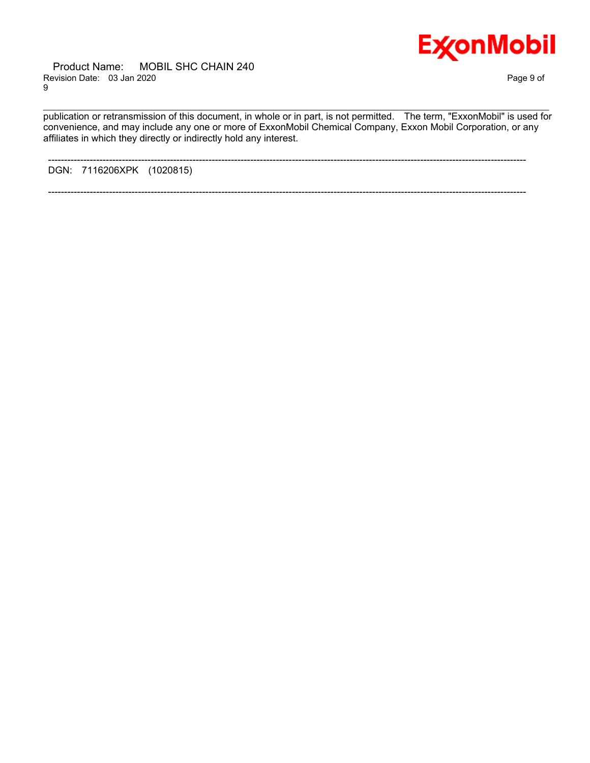publication or retransmission of this document, in whole or in part, is not permitted. The term, "ExxonMobil" is used for convenience, and may include any one or more of ExxonMobil Chemical Company, Exxon Mobil Corporation, or any affiliates in which they directly or indirectly hold any interest.

---

DGN: 7116206XPK (1020815)

---